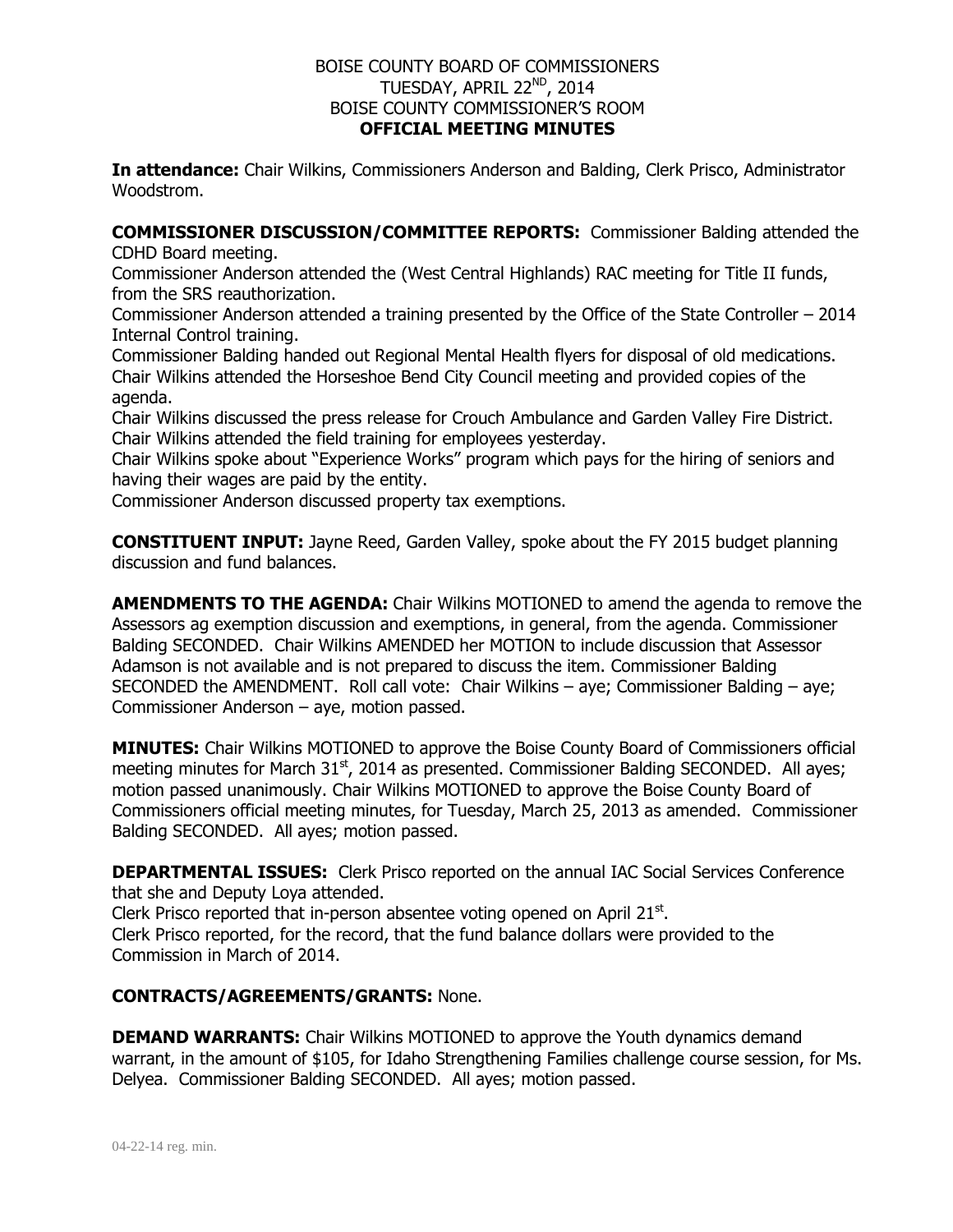BOISE COUNTY BOARD OF COMMISSIONERS
TUESDAY, APRIL 22ND, 2014
BOISE COUNTY COMMISSIONER'S ROOM
**OFFICIAL MEETING MINUTES**

**In attendance:** Chair Wilkins, Commissioners Anderson and Balding, Clerk Prisco, Administrator Woodstrom.

**COMMISSIONER DISCUSSION/COMMITTEE REPORTS:** Commissioner Balding attended the CDHD Board meeting.
Commissioner Anderson attended the (West Central Highlands) RAC meeting for Title II funds, from the SRS reauthorization.
Commissioner Anderson attended a training presented by the Office of the State Controller – 2014 Internal Control training.
Commissioner Balding handed out Regional Mental Health flyers for disposal of old medications.
Chair Wilkins attended the Horseshoe Bend City Council meeting and provided copies of the agenda.
Chair Wilkins discussed the press release for Crouch Ambulance and Garden Valley Fire District.
Chair Wilkins attended the field training for employees yesterday.
Chair Wilkins spoke about "Experience Works" program which pays for the hiring of seniors and having their wages are paid by the entity.
Commissioner Anderson discussed property tax exemptions.

**CONSTITUENT INPUT:** Jayne Reed, Garden Valley, spoke about the FY 2015 budget planning discussion and fund balances.

**AMENDMENTS TO THE AGENDA:** Chair Wilkins MOTIONED to amend the agenda to remove the Assessors ag exemption discussion and exemptions, in general, from the agenda. Commissioner Balding SECONDED. Chair Wilkins AMENDED her MOTION to include discussion that Assessor Adamson is not available and is not prepared to discuss the item. Commissioner Balding SECONDED the AMENDMENT. Roll call vote: Chair Wilkins – aye; Commissioner Balding – aye; Commissioner Anderson – aye, motion passed.

**MINUTES:** Chair Wilkins MOTIONED to approve the Boise County Board of Commissioners official meeting minutes for March 31st, 2014 as presented. Commissioner Balding SECONDED. All ayes; motion passed unanimously. Chair Wilkins MOTIONED to approve the Boise County Board of Commissioners official meeting minutes, for Tuesday, March 25, 2013 as amended. Commissioner Balding SECONDED. All ayes; motion passed.

**DEPARTMENTAL ISSUES:** Clerk Prisco reported on the annual IAC Social Services Conference that she and Deputy Loya attended.
Clerk Prisco reported that in-person absentee voting opened on April 21st.
Clerk Prisco reported, for the record, that the fund balance dollars were provided to the Commission in March of 2014.

**CONTRACTS/AGREEMENTS/GRANTS:** None.

**DEMAND WARRANTS:** Chair Wilkins MOTIONED to approve the Youth dynamics demand warrant, in the amount of $105, for Idaho Strengthening Families challenge course session, for Ms. Delyea. Commissioner Balding SECONDED. All ayes; motion passed.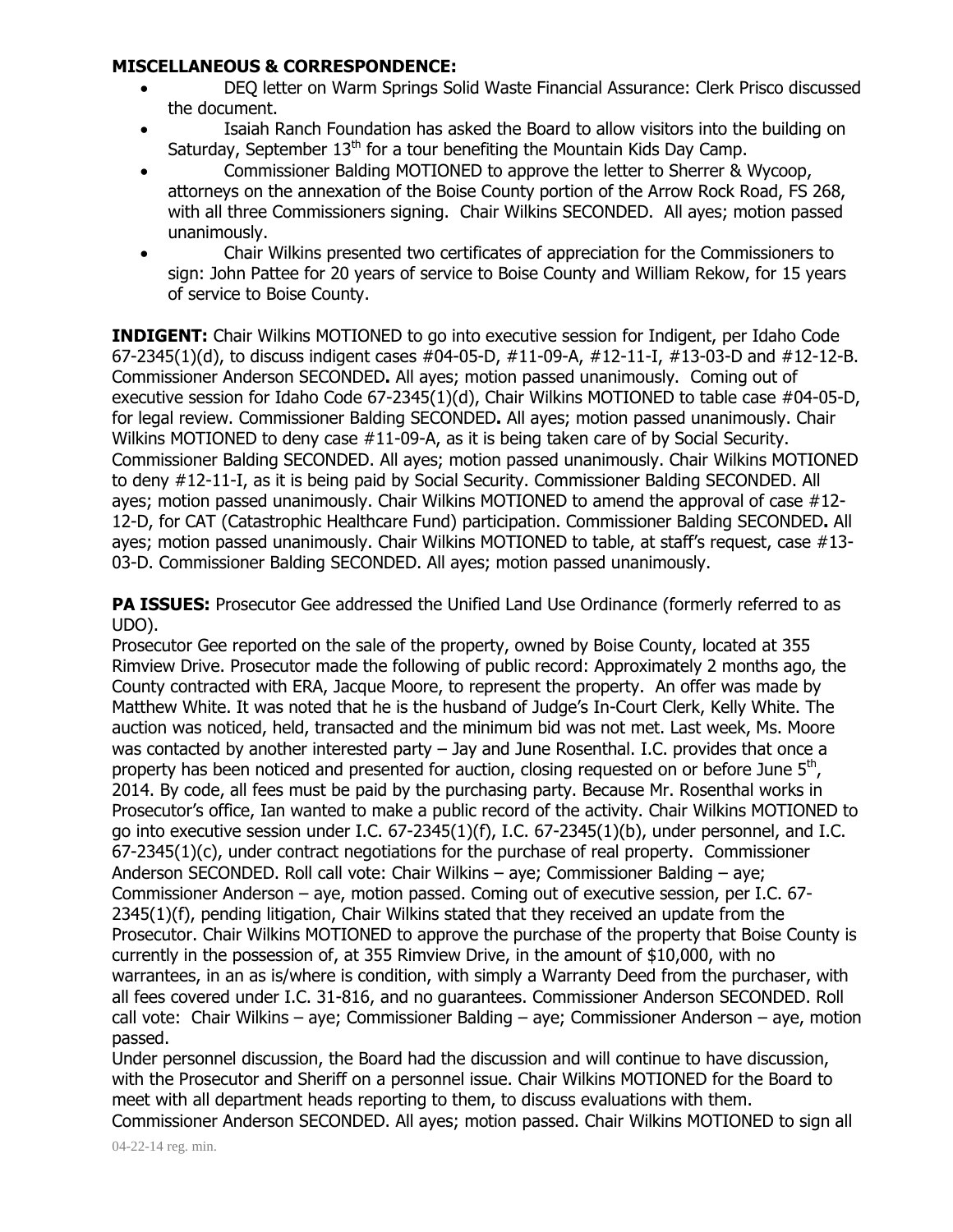**MISCELLANEOUS & CORRESPONDENCE:**

- DEQ letter on Warm Springs Solid Waste Financial Assurance: Clerk Prisco discussed the document.
- Isaiah Ranch Foundation has asked the Board to allow visitors into the building on Saturday, September 13th for a tour benefiting the Mountain Kids Day Camp.
- Commissioner Balding MOTIONED to approve the letter to Sherrer & Wycoop, attorneys on the annexation of the Boise County portion of the Arrow Rock Road, FS 268, with all three Commissioners signing. Chair Wilkins SECONDED. All ayes; motion passed unanimously.
- Chair Wilkins presented two certificates of appreciation for the Commissioners to sign: John Pattee for 20 years of service to Boise County and William Rekow, for 15 years of service to Boise County.

**INDIGENT:** Chair Wilkins MOTIONED to go into executive session for Indigent, per Idaho Code 67-2345(1)(d), to discuss indigent cases #04-05-D, #11-09-A, #12-11-I, #13-03-D and #12-12-B. Commissioner Anderson SECONDED**.** All ayes; motion passed unanimously. Coming out of executive session for Idaho Code 67-2345(1)(d), Chair Wilkins MOTIONED to table case #04-05-D, for legal review. Commissioner Balding SECONDED**.** All ayes; motion passed unanimously. Chair Wilkins MOTIONED to deny case #11-09-A, as it is being taken care of by Social Security. Commissioner Balding SECONDED. All ayes; motion passed unanimously. Chair Wilkins MOTIONED to deny #12-11-I, as it is being paid by Social Security. Commissioner Balding SECONDED. All ayes; motion passed unanimously. Chair Wilkins MOTIONED to amend the approval of case #12-12-D, for CAT (Catastrophic Healthcare Fund) participation. Commissioner Balding SECONDED**.** All ayes; motion passed unanimously. Chair Wilkins MOTIONED to table, at staff's request, case #13-03-D. Commissioner Balding SECONDED. All ayes; motion passed unanimously.

**PA ISSUES:** Prosecutor Gee addressed the Unified Land Use Ordinance (formerly referred to as UDO).

Prosecutor Gee reported on the sale of the property, owned by Boise County, located at 355 Rimview Drive. Prosecutor made the following of public record: Approximately 2 months ago, the County contracted with ERA, Jacque Moore, to represent the property. An offer was made by Matthew White. It was noted that he is the husband of Judge's In-Court Clerk, Kelly White. The auction was noticed, held, transacted and the minimum bid was not met. Last week, Ms. Moore was contacted by another interested party – Jay and June Rosenthal. I.C. provides that once a property has been noticed and presented for auction, closing requested on or before June 5th, 2014. By code, all fees must be paid by the purchasing party. Because Mr. Rosenthal works in Prosecutor's office, Ian wanted to make a public record of the activity. Chair Wilkins MOTIONED to go into executive session under I.C. 67-2345(1)(f), I.C. 67-2345(1)(b), under personnel, and I.C. 67-2345(1)(c), under contract negotiations for the purchase of real property. Commissioner Anderson SECONDED. Roll call vote: Chair Wilkins – aye; Commissioner Balding – aye; Commissioner Anderson – aye, motion passed. Coming out of executive session, per I.C. 67-2345(1)(f), pending litigation, Chair Wilkins stated that they received an update from the Prosecutor. Chair Wilkins MOTIONED to approve the purchase of the property that Boise County is currently in the possession of, at 355 Rimview Drive, in the amount of $10,000, with no warrantees, in an as is/where is condition, with simply a Warranty Deed from the purchaser, with all fees covered under I.C. 31-816, and no guarantees. Commissioner Anderson SECONDED. Roll call vote: Chair Wilkins – aye; Commissioner Balding – aye; Commissioner Anderson – aye, motion passed.

Under personnel discussion, the Board had the discussion and will continue to have discussion, with the Prosecutor and Sheriff on a personnel issue. Chair Wilkins MOTIONED for the Board to meet with all department heads reporting to them, to discuss evaluations with them. Commissioner Anderson SECONDED. All ayes; motion passed. Chair Wilkins MOTIONED to sign all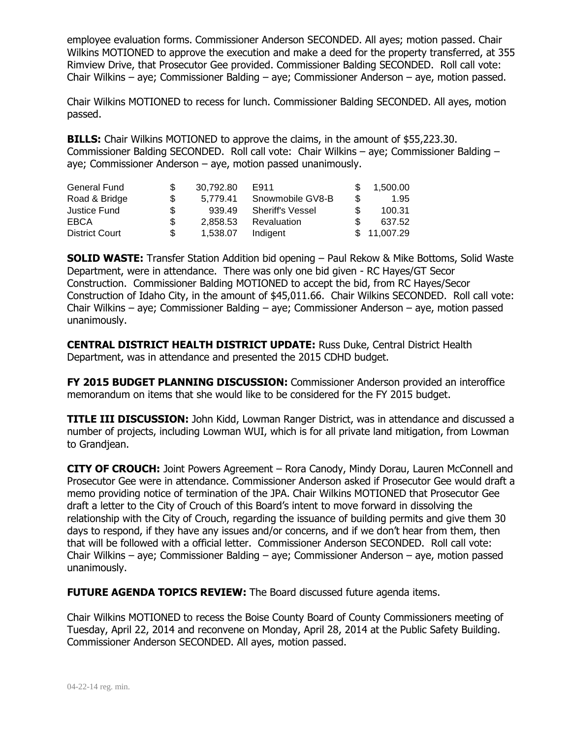employee evaluation forms. Commissioner Anderson SECONDED. All ayes; motion passed. Chair Wilkins MOTIONED to approve the execution and make a deed for the property transferred, at 355 Rimview Drive, that Prosecutor Gee provided. Commissioner Balding SECONDED. Roll call vote: Chair Wilkins – aye; Commissioner Balding – aye; Commissioner Anderson – aye, motion passed.

Chair Wilkins MOTIONED to recess for lunch. Commissioner Balding SECONDED. All ayes, motion passed.

**BILLS:** Chair Wilkins MOTIONED to approve the claims, in the amount of $55,223.30. Commissioner Balding SECONDED. Roll call vote: Chair Wilkins – aye; Commissioner Balding – aye; Commissioner Anderson – aye, motion passed unanimously.

| | | | | | |
|---|---|---|---|---|---|
| General Fund | $ | 30,792.80 | E911 | $ | 1,500.00 |
| Road & Bridge | $ | 5,779.41 | Snowmobile GV8-B | $ | 1.95 |
| Justice Fund | $ | 939.49 | Sheriff's Vessel | $ | 100.31 |
| EBCA | $ | 2,858.53 | Revaluation | $ | 637.52 |
| District Court | $ | 1,538.07 | Indigent | $ | 11,007.29 |

**SOLID WASTE:** Transfer Station Addition bid opening – Paul Rekow & Mike Bottoms, Solid Waste Department, were in attendance. There was only one bid given - RC Hayes/GT Secor Construction. Commissioner Balding MOTIONED to accept the bid, from RC Hayes/Secor Construction of Idaho City, in the amount of $45,011.66. Chair Wilkins SECONDED. Roll call vote: Chair Wilkins – aye; Commissioner Balding – aye; Commissioner Anderson – aye, motion passed unanimously.

**CENTRAL DISTRICT HEALTH DISTRICT UPDATE:** Russ Duke, Central District Health Department, was in attendance and presented the 2015 CDHD budget.

**FY 2015 BUDGET PLANNING DISCUSSION:** Commissioner Anderson provided an interoffice memorandum on items that she would like to be considered for the FY 2015 budget.

**TITLE III DISCUSSION:** John Kidd, Lowman Ranger District, was in attendance and discussed a number of projects, including Lowman WUI, which is for all private land mitigation, from Lowman to Grandjean.

**CITY OF CROUCH:** Joint Powers Agreement – Rora Canody, Mindy Dorau, Lauren McConnell and Prosecutor Gee were in attendance. Commissioner Anderson asked if Prosecutor Gee would draft a memo providing notice of termination of the JPA. Chair Wilkins MOTIONED that Prosecutor Gee draft a letter to the City of Crouch of this Board's intent to move forward in dissolving the relationship with the City of Crouch, regarding the issuance of building permits and give them 30 days to respond, if they have any issues and/or concerns, and if we don't hear from them, then that will be followed with a official letter. Commissioner Anderson SECONDED. Roll call vote: Chair Wilkins – aye; Commissioner Balding – aye; Commissioner Anderson – aye, motion passed unanimously.

**FUTURE AGENDA TOPICS REVIEW:** The Board discussed future agenda items.

Chair Wilkins MOTIONED to recess the Boise County Board of County Commissioners meeting of Tuesday, April 22, 2014 and reconvene on Monday, April 28, 2014 at the Public Safety Building. Commissioner Anderson SECONDED. All ayes, motion passed.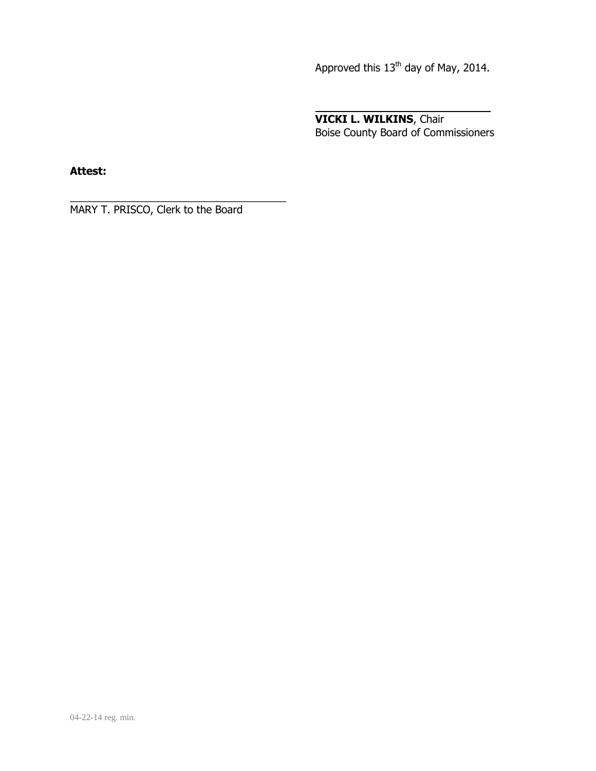Approved this 13th day of May, 2014.

______________________________

**VICKI L. WILKINS**, Chair
Boise County Board of Commissioners

**Attest:**

______________________________________
MARY T. PRISCO, Clerk to the Board